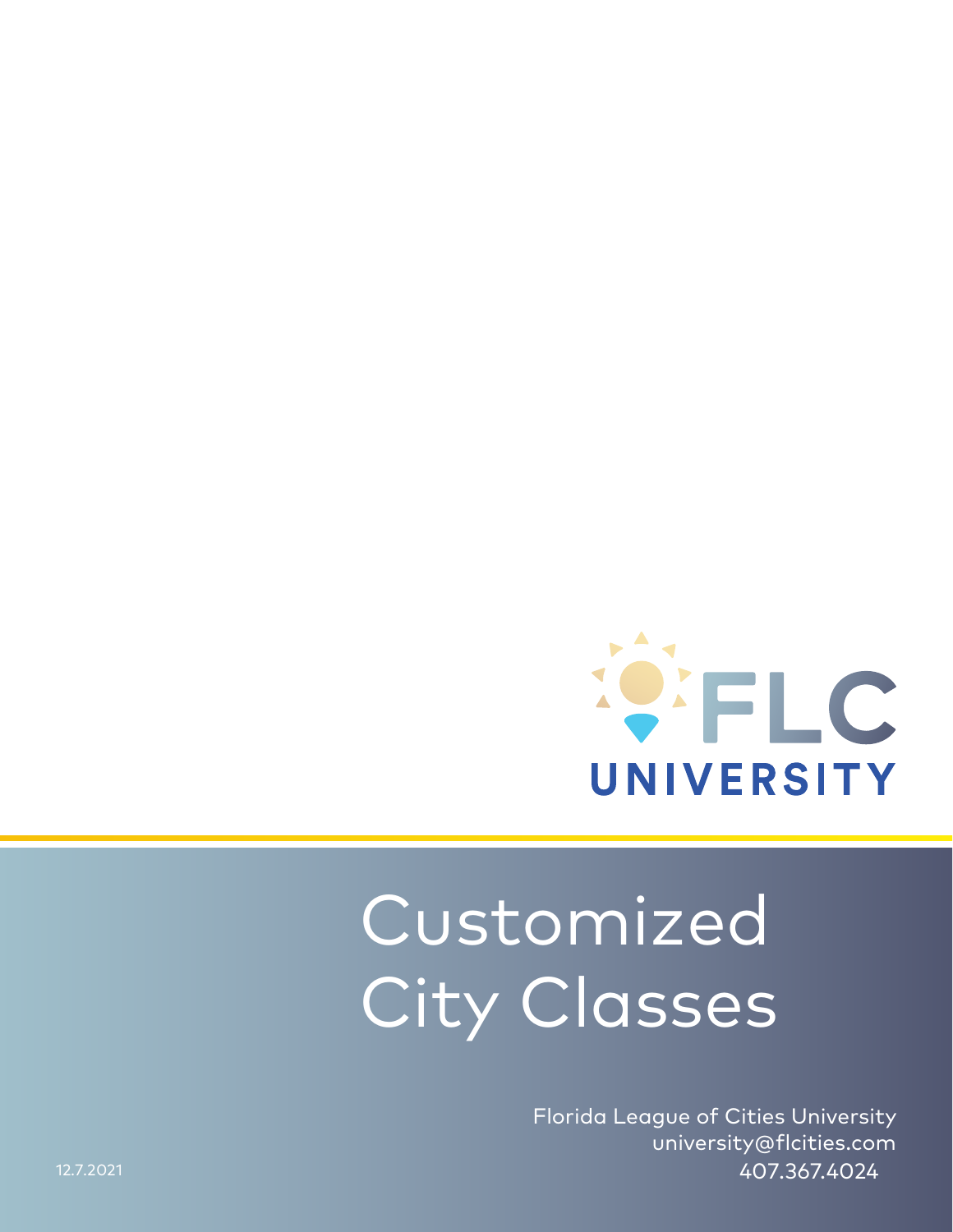FLC UNIVERSITY

# Customized City Classes

Florida League of Cities University
university@flcities.com
407.367.4024

12.7.2021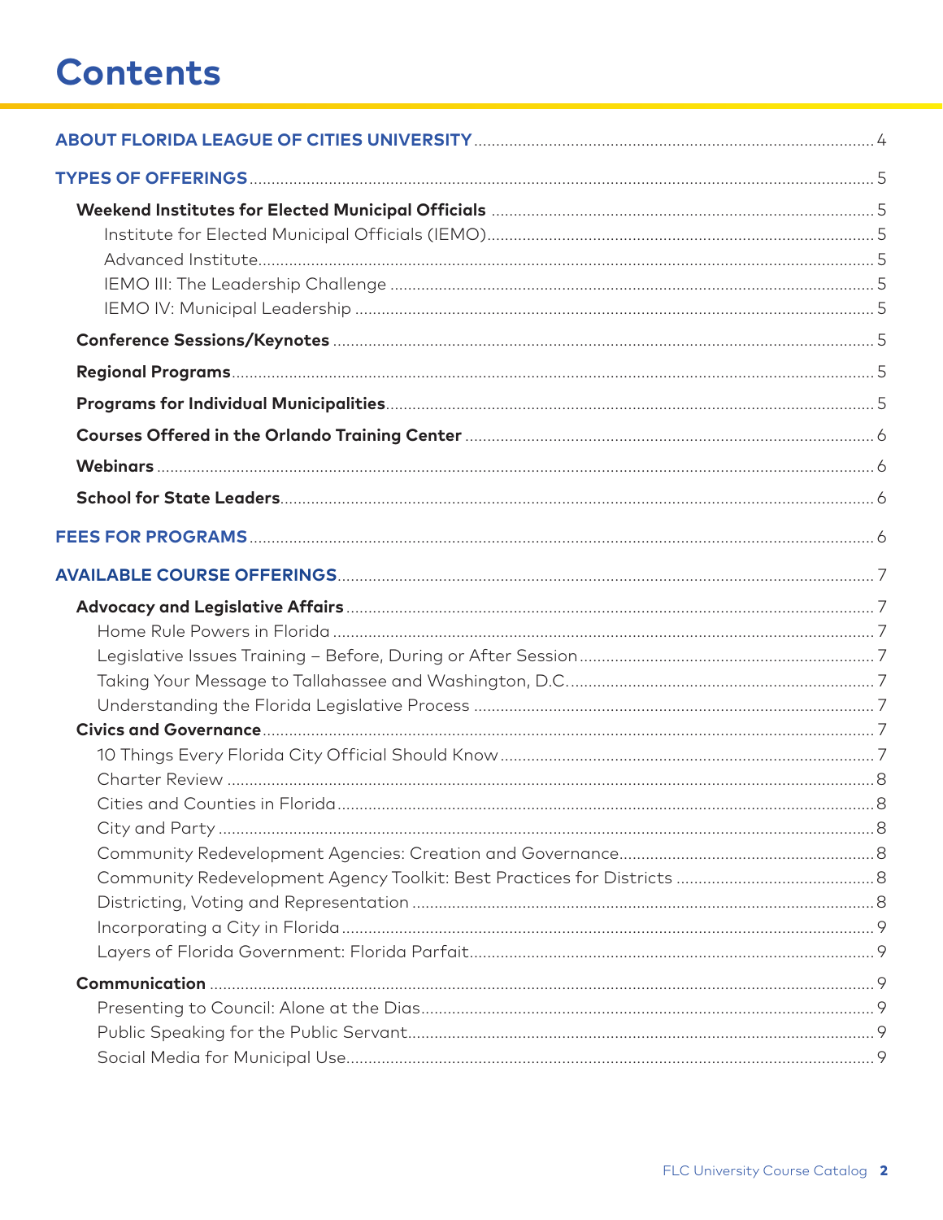# Contents

**ABOUT FLORIDA LEAGUE OF CITIES UNIVERSITY** .......... 4

**TYPES OF OFFERINGS** .......... 5

- **Weekend Institutes for Elected Municipal Officials** .......... 5
  - Institute for Elected Municipal Officials (IEMO) .......... 5
  - Advanced Institute .......... 5
  - IEMO III: The Leadership Challenge .......... 5
  - IEMO IV: Municipal Leadership .......... 5
- **Conference Sessions/Keynotes** .......... 5
- **Regional Programs** .......... 5
- **Programs for Individual Municipalities** .......... 5
- **Courses Offered in the Orlando Training Center** .......... 6
- **Webinars** .......... 6
- **School for State Leaders** .......... 6

**FEES FOR PROGRAMS** .......... 6

**AVAILABLE COURSE OFFERINGS** .......... 7

- **Advocacy and Legislative Affairs** .......... 7
  - Home Rule Powers in Florida .......... 7
  - Legislative Issues Training – Before, During or After Session .......... 7
  - Taking Your Message to Tallahassee and Washington, D.C. .......... 7
  - Understanding the Florida Legislative Process .......... 7
- **Civics and Governance** .......... 7
  - 10 Things Every Florida City Official Should Know .......... 7
  - Charter Review .......... 8
  - Cities and Counties in Florida .......... 8
  - City and Party .......... 8
  - Community Redevelopment Agencies: Creation and Governance .......... 8
  - Community Redevelopment Agency Toolkit: Best Practices for Districts .......... 8
  - Districting, Voting and Representation .......... 8
  - Incorporating a City in Florida .......... 9
  - Layers of Florida Government: Florida Parfait .......... 9
- **Communication** .......... 9
  - Presenting to Council: Alone at the Dias .......... 9
  - Public Speaking for the Public Servant .......... 9
  - Social Media for Municipal Use .......... 9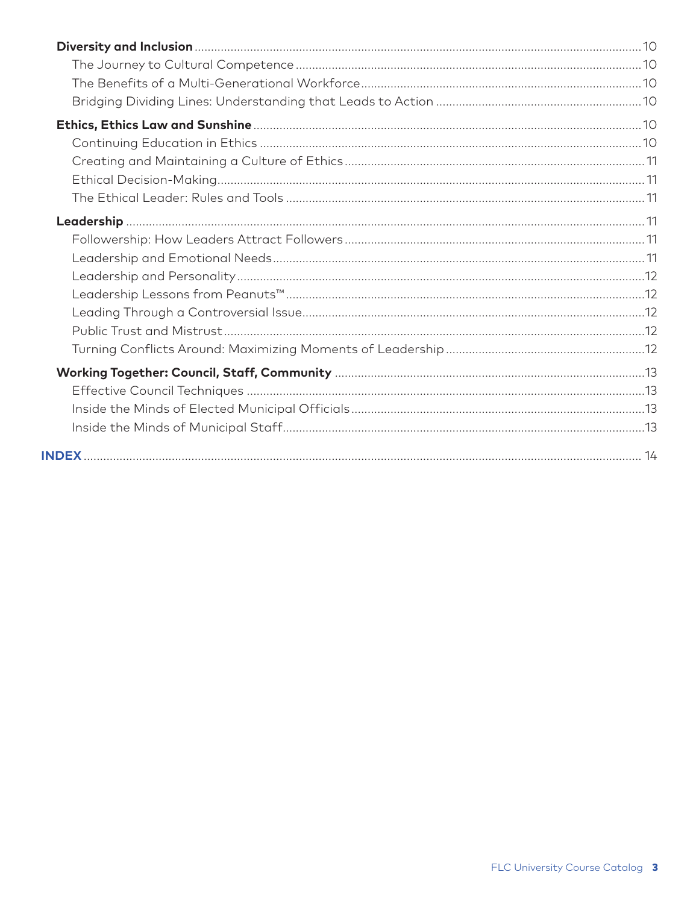**Diversity and Inclusion** ... 10
- The Journey to Cultural Competence ... 10
- The Benefits of a Multi-Generational Workforce ... 10
- Bridging Dividing Lines: Understanding that Leads to Action ... 10

**Ethics, Ethics Law and Sunshine** ... 10
- Continuing Education in Ethics ... 10
- Creating and Maintaining a Culture of Ethics ... 11
- Ethical Decision-Making ... 11
- The Ethical Leader: Rules and Tools ... 11

**Leadership** ... 11
- Followership: How Leaders Attract Followers ... 11
- Leadership and Emotional Needs ... 11
- Leadership and Personality ... 12
- Leadership Lessons from Peanuts™ ... 12
- Leading Through a Controversial Issue ... 12
- Public Trust and Mistrust ... 12
- Turning Conflicts Around: Maximizing Moments of Leadership ... 12

**Working Together: Council, Staff, Community** ... 13
- Effective Council Techniques ... 13
- Inside the Minds of Elected Municipal Officials ... 13
- Inside the Minds of Municipal Staff ... 13

**INDEX** ... 14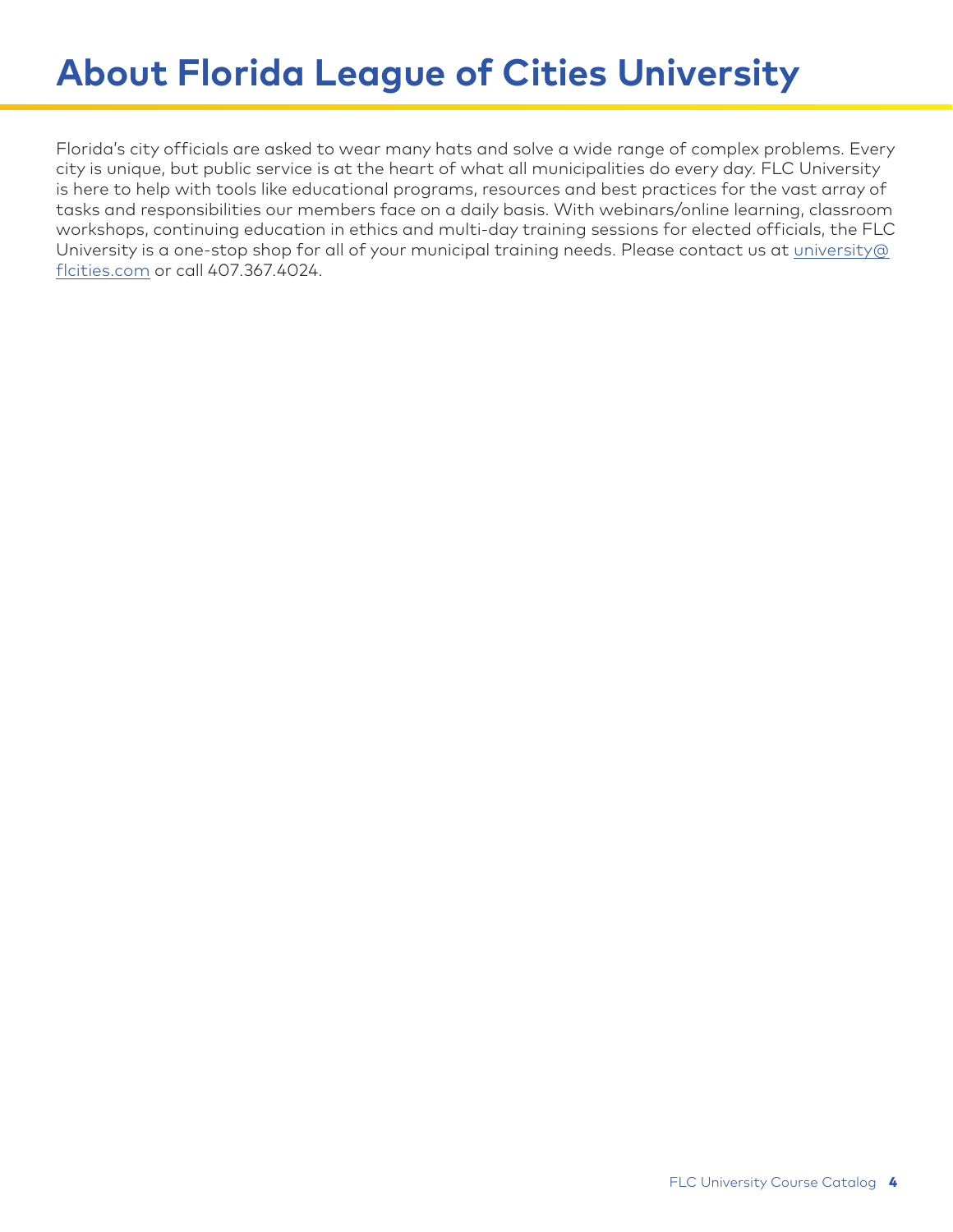# About Florida League of Cities University

Florida's city officials are asked to wear many hats and solve a wide range of complex problems. Every city is unique, but public service is at the heart of what all municipalities do every day. FLC University is here to help with tools like educational programs, resources and best practices for the vast array of tasks and responsibilities our members face on a daily basis. With webinars/online learning, classroom workshops, continuing education in ethics and multi-day training sessions for elected officials, the FLC University is a one-stop shop for all of your municipal training needs. Please contact us at university@flcities.com or call 407.367.4024.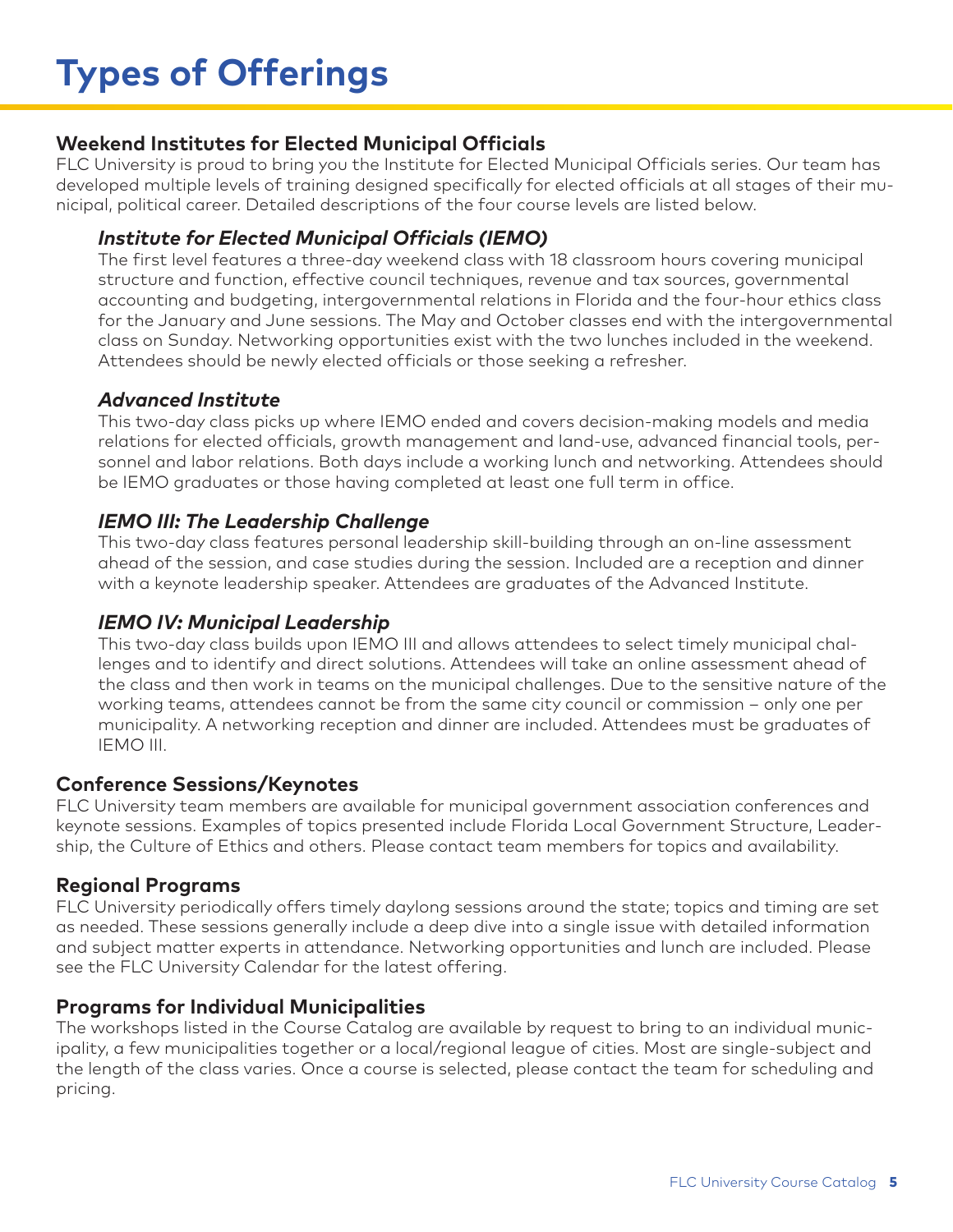# Types of Offerings

## Weekend Institutes for Elected Municipal Officials

FLC University is proud to bring you the Institute for Elected Municipal Officials series. Our team has developed multiple levels of training designed specifically for elected officials at all stages of their municipal, political career. Detailed descriptions of the four course levels are listed below.

### *Institute for Elected Municipal Officials (IEMO)*

The first level features a three-day weekend class with 18 classroom hours covering municipal structure and function, effective council techniques, revenue and tax sources, governmental accounting and budgeting, intergovernmental relations in Florida and the four-hour ethics class for the January and June sessions. The May and October classes end with the intergovernmental class on Sunday. Networking opportunities exist with the two lunches included in the weekend. Attendees should be newly elected officials or those seeking a refresher.

### *Advanced Institute*

This two-day class picks up where IEMO ended and covers decision-making models and media relations for elected officials, growth management and land-use, advanced financial tools, personnel and labor relations. Both days include a working lunch and networking. Attendees should be IEMO graduates or those having completed at least one full term in office.

### *IEMO III: The Leadership Challenge*

This two-day class features personal leadership skill-building through an on-line assessment ahead of the session, and case studies during the session. Included are a reception and dinner with a keynote leadership speaker. Attendees are graduates of the Advanced Institute.

### *IEMO IV: Municipal Leadership*

This two-day class builds upon IEMO III and allows attendees to select timely municipal challenges and to identify and direct solutions. Attendees will take an online assessment ahead of the class and then work in teams on the municipal challenges. Due to the sensitive nature of the working teams, attendees cannot be from the same city council or commission – only one per municipality. A networking reception and dinner are included. Attendees must be graduates of IEMO III.

## Conference Sessions/Keynotes

FLC University team members are available for municipal government association conferences and keynote sessions. Examples of topics presented include Florida Local Government Structure, Leadership, the Culture of Ethics and others. Please contact team members for topics and availability.

## Regional Programs

FLC University periodically offers timely daylong sessions around the state; topics and timing are set as needed. These sessions generally include a deep dive into a single issue with detailed information and subject matter experts in attendance. Networking opportunities and lunch are included. Please see the FLC University Calendar for the latest offering.

## Programs for Individual Municipalities

The workshops listed in the Course Catalog are available by request to bring to an individual municipality, a few municipalities together or a local/regional league of cities. Most are single-subject and the length of the class varies. Once a course is selected, please contact the team for scheduling and pricing.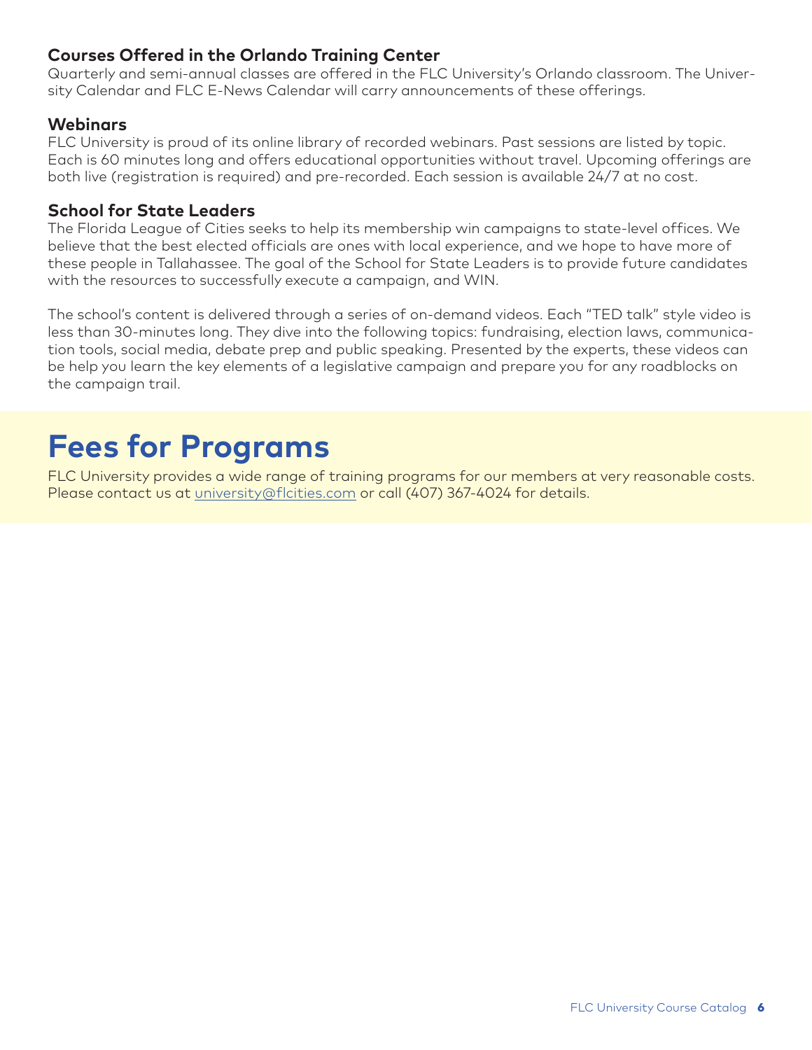### Courses Offered in the Orlando Training Center

Quarterly and semi-annual classes are offered in the FLC University's Orlando classroom. The University Calendar and FLC E-News Calendar will carry announcements of these offerings.

### Webinars

FLC University is proud of its online library of recorded webinars. Past sessions are listed by topic. Each is 60 minutes long and offers educational opportunities without travel. Upcoming offerings are both live (registration is required) and pre-recorded. Each session is available 24/7 at no cost.

### School for State Leaders

The Florida League of Cities seeks to help its membership win campaigns to state-level offices. We believe that the best elected officials are ones with local experience, and we hope to have more of these people in Tallahassee. The goal of the School for State Leaders is to provide future candidates with the resources to successfully execute a campaign, and WIN.

The school's content is delivered through a series of on-demand videos. Each "TED talk" style video is less than 30-minutes long. They dive into the following topics: fundraising, election laws, communication tools, social media, debate prep and public speaking. Presented by the experts, these videos can be help you learn the key elements of a legislative campaign and prepare you for any roadblocks on the campaign trail.

## Fees for Programs

FLC University provides a wide range of training programs for our members at very reasonable costs. Please contact us at university@flcities.com or call (407) 367-4024 for details.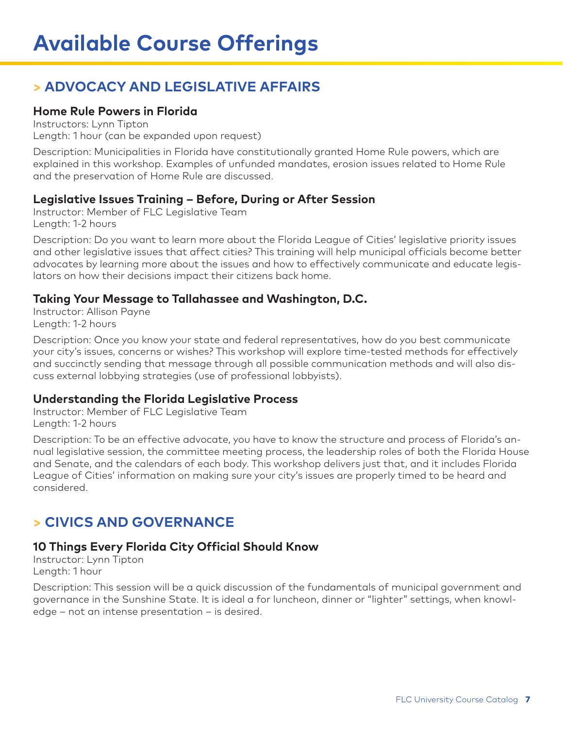# Available Course Offerings

## > ADVOCACY AND LEGISLATIVE AFFAIRS

### Home Rule Powers in Florida

Instructors: Lynn Tipton
Length: 1 hour (can be expanded upon request)

Description: Municipalities in Florida have constitutionally granted Home Rule powers, which are explained in this workshop. Examples of unfunded mandates, erosion issues related to Home Rule and the preservation of Home Rule are discussed.

### Legislative Issues Training – Before, During or After Session

Instructor: Member of FLC Legislative Team
Length: 1-2 hours

Description: Do you want to learn more about the Florida League of Cities' legislative priority issues and other legislative issues that affect cities? This training will help municipal officials become better advocates by learning more about the issues and how to effectively communicate and educate legislators on how their decisions impact their citizens back home.

### Taking Your Message to Tallahassee and Washington, D.C.

Instructor: Allison Payne
Length: 1-2 hours

Description: Once you know your state and federal representatives, how do you best communicate your city's issues, concerns or wishes? This workshop will explore time-tested methods for effectively and succinctly sending that message through all possible communication methods and will also discuss external lobbying strategies (use of professional lobbyists).

### Understanding the Florida Legislative Process

Instructor: Member of FLC Legislative Team
Length: 1-2 hours

Description: To be an effective advocate, you have to know the structure and process of Florida's annual legislative session, the committee meeting process, the leadership roles of both the Florida House and Senate, and the calendars of each body. This workshop delivers just that, and it includes Florida League of Cities' information on making sure your city's issues are properly timed to be heard and considered.

## > CIVICS AND GOVERNANCE

### 10 Things Every Florida City Official Should Know

Instructor: Lynn Tipton
Length: 1 hour

Description: This session will be a quick discussion of the fundamentals of municipal government and governance in the Sunshine State. It is ideal a for luncheon, dinner or "lighter" settings, when knowledge – not an intense presentation – is desired.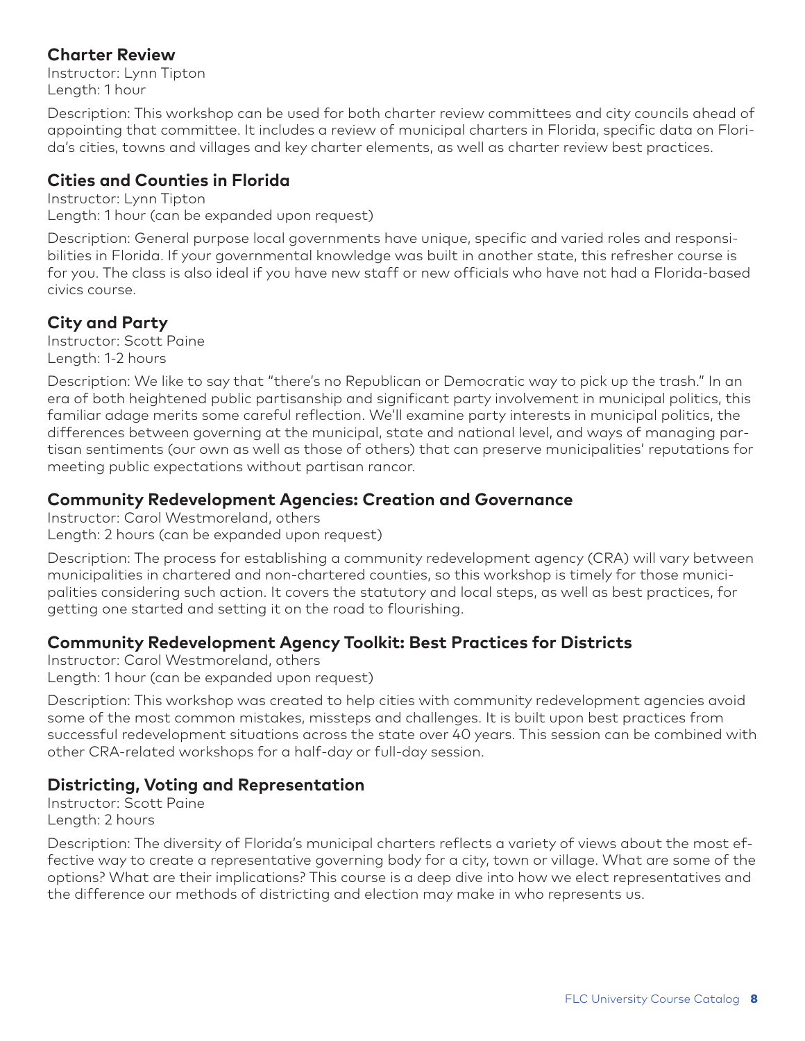## Charter Review

Instructor: Lynn Tipton
Length: 1 hour

Description: This workshop can be used for both charter review committees and city councils ahead of appointing that committee. It includes a review of municipal charters in Florida, specific data on Florida's cities, towns and villages and key charter elements, as well as charter review best practices.

## Cities and Counties in Florida

Instructor: Lynn Tipton
Length: 1 hour (can be expanded upon request)

Description: General purpose local governments have unique, specific and varied roles and responsibilities in Florida. If your governmental knowledge was built in another state, this refresher course is for you. The class is also ideal if you have new staff or new officials who have not had a Florida-based civics course.

## City and Party

Instructor: Scott Paine
Length: 1-2 hours

Description: We like to say that "there's no Republican or Democratic way to pick up the trash." In an era of both heightened public partisanship and significant party involvement in municipal politics, this familiar adage merits some careful reflection. We'll examine party interests in municipal politics, the differences between governing at the municipal, state and national level, and ways of managing partisan sentiments (our own as well as those of others) that can preserve municipalities' reputations for meeting public expectations without partisan rancor.

## Community Redevelopment Agencies: Creation and Governance

Instructor: Carol Westmoreland, others
Length: 2 hours (can be expanded upon request)

Description: The process for establishing a community redevelopment agency (CRA) will vary between municipalities in chartered and non-chartered counties, so this workshop is timely for those municipalities considering such action. It covers the statutory and local steps, as well as best practices, for getting one started and setting it on the road to flourishing.

## Community Redevelopment Agency Toolkit: Best Practices for Districts

Instructor: Carol Westmoreland, others
Length: 1 hour (can be expanded upon request)

Description: This workshop was created to help cities with community redevelopment agencies avoid some of the most common mistakes, missteps and challenges. It is built upon best practices from successful redevelopment situations across the state over 40 years. This session can be combined with other CRA-related workshops for a half-day or full-day session.

## Districting, Voting and Representation

Instructor: Scott Paine
Length: 2 hours

Description: The diversity of Florida's municipal charters reflects a variety of views about the most effective way to create a representative governing body for a city, town or village. What are some of the options? What are their implications? This course is a deep dive into how we elect representatives and the difference our methods of districting and election may make in who represents us.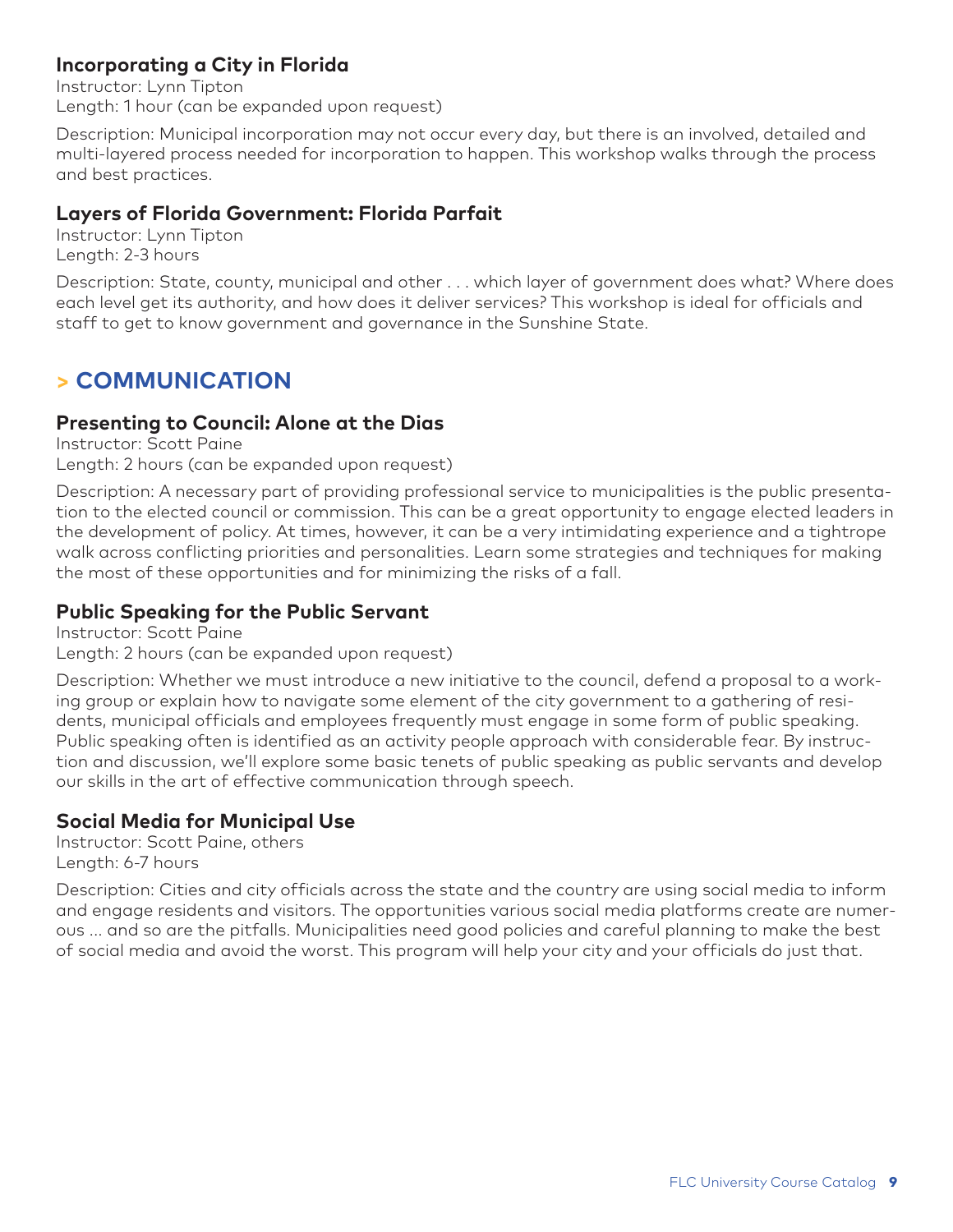### Incorporating a City in Florida

Instructor: Lynn Tipton
Length: 1 hour (can be expanded upon request)

Description: Municipal incorporation may not occur every day, but there is an involved, detailed and multi-layered process needed for incorporation to happen. This workshop walks through the process and best practices.

### Layers of Florida Government: Florida Parfait

Instructor: Lynn Tipton
Length: 2-3 hours

Description: State, county, municipal and other . . . which layer of government does what? Where does each level get its authority, and how does it deliver services? This workshop is ideal for officials and staff to get to know government and governance in the Sunshine State.

## > COMMUNICATION

### Presenting to Council: Alone at the Dias

Instructor: Scott Paine
Length: 2 hours (can be expanded upon request)

Description: A necessary part of providing professional service to municipalities is the public presentation to the elected council or commission. This can be a great opportunity to engage elected leaders in the development of policy. At times, however, it can be a very intimidating experience and a tightrope walk across conflicting priorities and personalities. Learn some strategies and techniques for making the most of these opportunities and for minimizing the risks of a fall.

### Public Speaking for the Public Servant

Instructor: Scott Paine
Length: 2 hours (can be expanded upon request)

Description: Whether we must introduce a new initiative to the council, defend a proposal to a working group or explain how to navigate some element of the city government to a gathering of residents, municipal officials and employees frequently must engage in some form of public speaking. Public speaking often is identified as an activity people approach with considerable fear. By instruction and discussion, we'll explore some basic tenets of public speaking as public servants and develop our skills in the art of effective communication through speech.

### Social Media for Municipal Use

Instructor: Scott Paine, others
Length: 6-7 hours

Description: Cities and city officials across the state and the country are using social media to inform and engage residents and visitors. The opportunities various social media platforms create are numerous ... and so are the pitfalls. Municipalities need good policies and careful planning to make the best of social media and avoid the worst. This program will help your city and your officials do just that.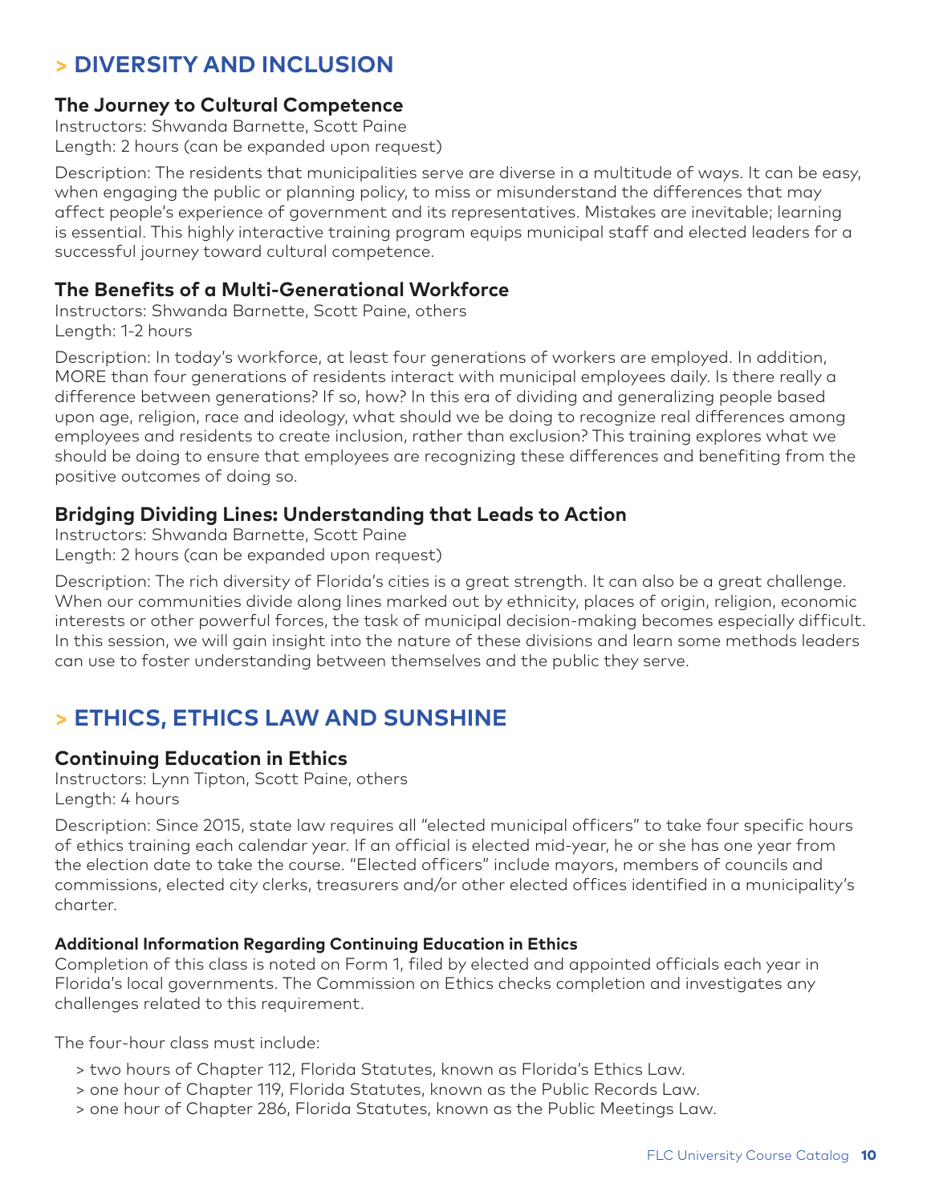## > DIVERSITY AND INCLUSION

### The Journey to Cultural Competence

Instructors: Shwanda Barnette, Scott Paine
Length: 2 hours (can be expanded upon request)

Description: The residents that municipalities serve are diverse in a multitude of ways. It can be easy, when engaging the public or planning policy, to miss or misunderstand the differences that may affect people's experience of government and its representatives. Mistakes are inevitable; learning is essential. This highly interactive training program equips municipal staff and elected leaders for a successful journey toward cultural competence.

### The Benefits of a Multi-Generational Workforce

Instructors: Shwanda Barnette, Scott Paine, others
Length: 1-2 hours

Description: In today's workforce, at least four generations of workers are employed. In addition, MORE than four generations of residents interact with municipal employees daily. Is there really a difference between generations? If so, how? In this era of dividing and generalizing people based upon age, religion, race and ideology, what should we be doing to recognize real differences among employees and residents to create inclusion, rather than exclusion? This training explores what we should be doing to ensure that employees are recognizing these differences and benefiting from the positive outcomes of doing so.

### Bridging Dividing Lines: Understanding that Leads to Action

Instructors: Shwanda Barnette, Scott Paine
Length: 2 hours (can be expanded upon request)

Description: The rich diversity of Florida's cities is a great strength. It can also be a great challenge. When our communities divide along lines marked out by ethnicity, places of origin, religion, economic interests or other powerful forces, the task of municipal decision-making becomes especially difficult. In this session, we will gain insight into the nature of these divisions and learn some methods leaders can use to foster understanding between themselves and the public they serve.

## > ETHICS, ETHICS LAW AND SUNSHINE

### Continuing Education in Ethics

Instructors: Lynn Tipton, Scott Paine, others
Length: 4 hours

Description: Since 2015, state law requires all "elected municipal officers" to take four specific hours of ethics training each calendar year. If an official is elected mid-year, he or she has one year from the election date to take the course. "Elected officers" include mayors, members of councils and commissions, elected city clerks, treasurers and/or other elected offices identified in a municipality's charter.

#### Additional Information Regarding Continuing Education in Ethics

Completion of this class is noted on Form 1, filed by elected and appointed officials each year in Florida's local governments. The Commission on Ethics checks completion and investigates any challenges related to this requirement.

The four-hour class must include:

- two hours of Chapter 112, Florida Statutes, known as Florida's Ethics Law.
- one hour of Chapter 119, Florida Statutes, known as the Public Records Law.
- one hour of Chapter 286, Florida Statutes, known as the Public Meetings Law.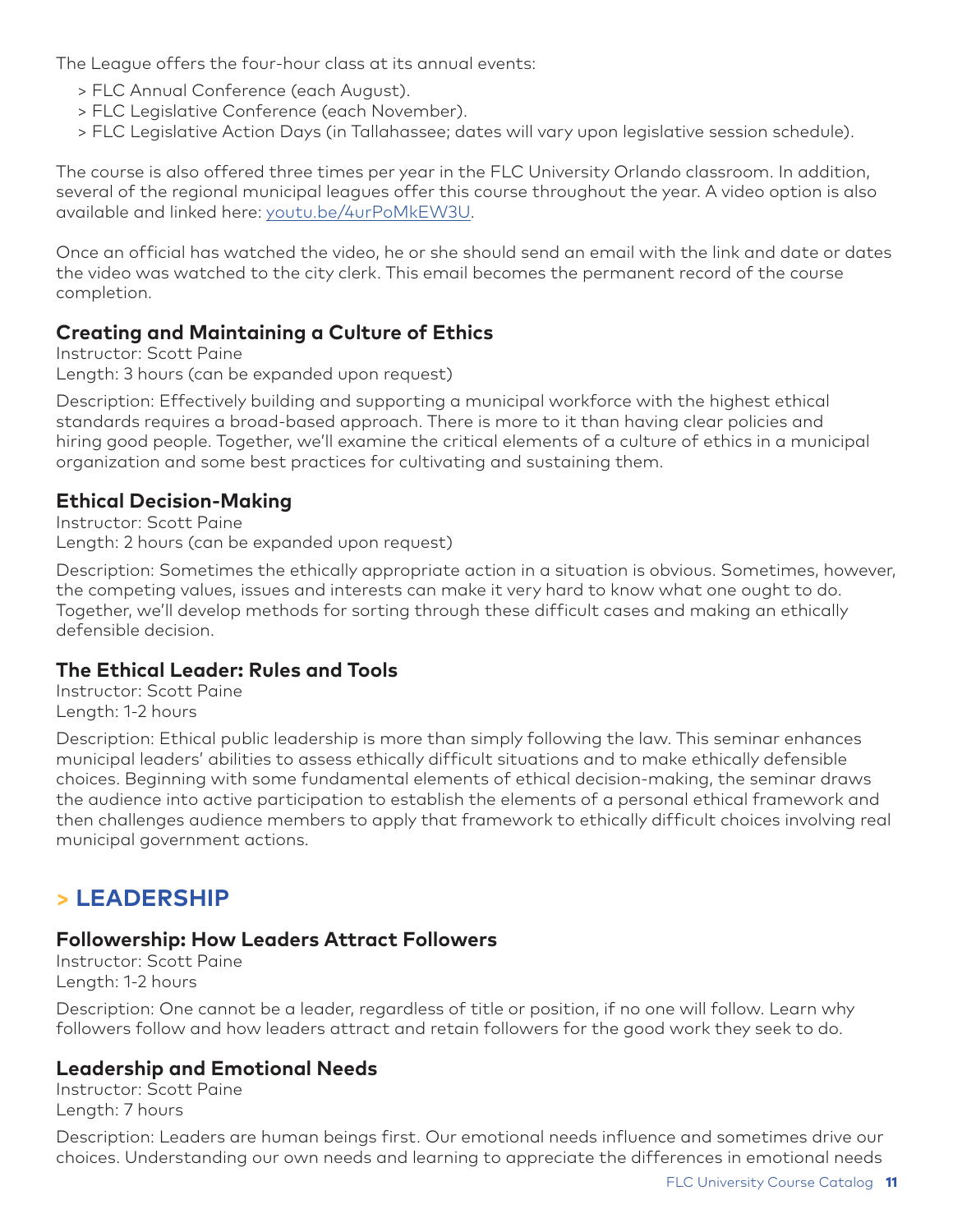The League offers the four-hour class at its annual events:

> FLC Annual Conference (each August).
> FLC Legislative Conference (each November).
> FLC Legislative Action Days (in Tallahassee; dates will vary upon legislative session schedule).

The course is also offered three times per year in the FLC University Orlando classroom. In addition, several of the regional municipal leagues offer this course throughout the year. A video option is also available and linked here: youtu.be/4urPoMkEW3U.

Once an official has watched the video, he or she should send an email with the link and date or dates the video was watched to the city clerk. This email becomes the permanent record of the course completion.

### Creating and Maintaining a Culture of Ethics

Instructor: Scott Paine
Length: 3 hours (can be expanded upon request)

Description: Effectively building and supporting a municipal workforce with the highest ethical standards requires a broad-based approach. There is more to it than having clear policies and hiring good people. Together, we'll examine the critical elements of a culture of ethics in a municipal organization and some best practices for cultivating and sustaining them.

### Ethical Decision-Making

Instructor: Scott Paine
Length: 2 hours (can be expanded upon request)

Description: Sometimes the ethically appropriate action in a situation is obvious. Sometimes, however, the competing values, issues and interests can make it very hard to know what one ought to do. Together, we'll develop methods for sorting through these difficult cases and making an ethically defensible decision.

### The Ethical Leader: Rules and Tools

Instructor: Scott Paine
Length: 1-2 hours

Description: Ethical public leadership is more than simply following the law. This seminar enhances municipal leaders' abilities to assess ethically difficult situations and to make ethically defensible choices. Beginning with some fundamental elements of ethical decision-making, the seminar draws the audience into active participation to establish the elements of a personal ethical framework and then challenges audience members to apply that framework to ethically difficult choices involving real municipal government actions.

## > LEADERSHIP

### Followership: How Leaders Attract Followers

Instructor: Scott Paine
Length: 1-2 hours

Description: One cannot be a leader, regardless of title or position, if no one will follow. Learn why followers follow and how leaders attract and retain followers for the good work they seek to do.

### Leadership and Emotional Needs

Instructor: Scott Paine
Length: 7 hours

Description: Leaders are human beings first. Our emotional needs influence and sometimes drive our choices. Understanding our own needs and learning to appreciate the differences in emotional needs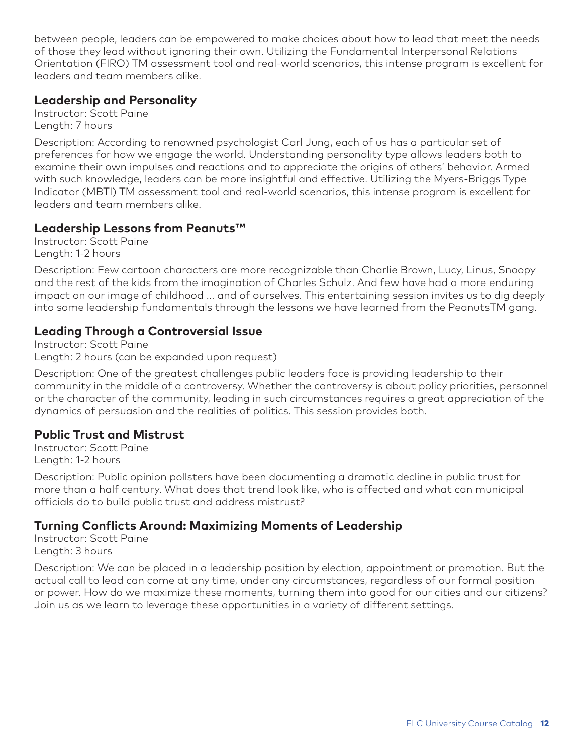between people, leaders can be empowered to make choices about how to lead that meet the needs of those they lead without ignoring their own. Utilizing the Fundamental Interpersonal Relations Orientation (FIRO) TM assessment tool and real-world scenarios, this intense program is excellent for leaders and team members alike.

### Leadership and Personality

Instructor: Scott Paine
Length: 7 hours

Description: According to renowned psychologist Carl Jung, each of us has a particular set of preferences for how we engage the world. Understanding personality type allows leaders both to examine their own impulses and reactions and to appreciate the origins of others' behavior. Armed with such knowledge, leaders can be more insightful and effective. Utilizing the Myers-Briggs Type Indicator (MBTI) TM assessment tool and real-world scenarios, this intense program is excellent for leaders and team members alike.

### Leadership Lessons from Peanuts™

Instructor: Scott Paine
Length: 1-2 hours

Description: Few cartoon characters are more recognizable than Charlie Brown, Lucy, Linus, Snoopy and the rest of the kids from the imagination of Charles Schulz. And few have had a more enduring impact on our image of childhood ... and of ourselves. This entertaining session invites us to dig deeply into some leadership fundamentals through the lessons we have learned from the PeanutsTM gang.

### Leading Through a Controversial Issue

Instructor: Scott Paine
Length: 2 hours (can be expanded upon request)

Description: One of the greatest challenges public leaders face is providing leadership to their community in the middle of a controversy. Whether the controversy is about policy priorities, personnel or the character of the community, leading in such circumstances requires a great appreciation of the dynamics of persuasion and the realities of politics. This session provides both.

### Public Trust and Mistrust

Instructor: Scott Paine
Length: 1-2 hours

Description: Public opinion pollsters have been documenting a dramatic decline in public trust for more than a half century. What does that trend look like, who is affected and what can municipal officials do to build public trust and address mistrust?

### Turning Conflicts Around: Maximizing Moments of Leadership

Instructor: Scott Paine
Length: 3 hours

Description: We can be placed in a leadership position by election, appointment or promotion. But the actual call to lead can come at any time, under any circumstances, regardless of our formal position or power. How do we maximize these moments, turning them into good for our cities and our citizens? Join us as we learn to leverage these opportunities in a variety of different settings.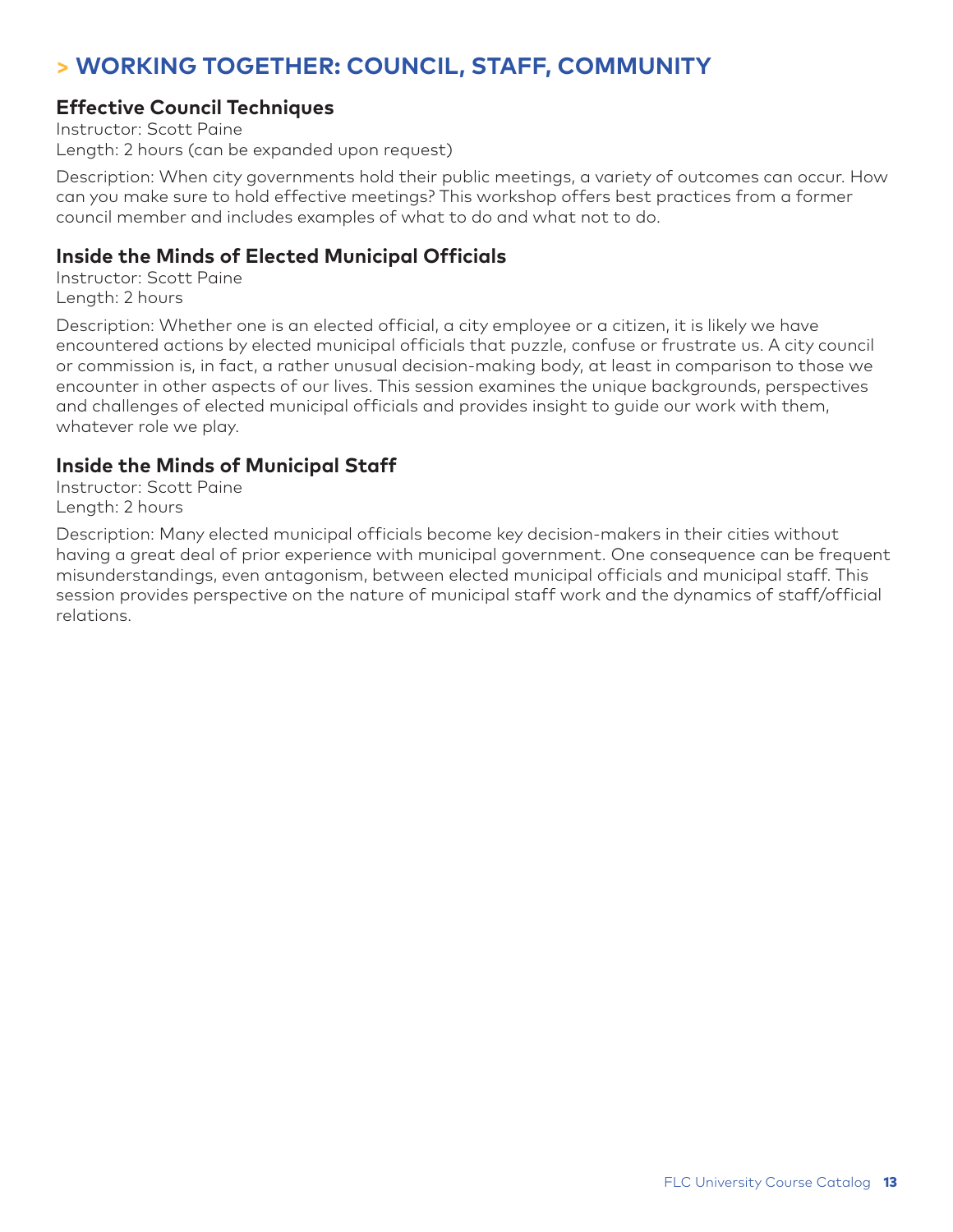# > WORKING TOGETHER: COUNCIL, STAFF, COMMUNITY

## Effective Council Techniques

Instructor: Scott Paine
Length: 2 hours (can be expanded upon request)

Description: When city governments hold their public meetings, a variety of outcomes can occur. How can you make sure to hold effective meetings? This workshop offers best practices from a former council member and includes examples of what to do and what not to do.

## Inside the Minds of Elected Municipal Officials

Instructor: Scott Paine
Length: 2 hours

Description: Whether one is an elected official, a city employee or a citizen, it is likely we have encountered actions by elected municipal officials that puzzle, confuse or frustrate us. A city council or commission is, in fact, a rather unusual decision-making body, at least in comparison to those we encounter in other aspects of our lives. This session examines the unique backgrounds, perspectives and challenges of elected municipal officials and provides insight to guide our work with them, whatever role we play.

## Inside the Minds of Municipal Staff

Instructor: Scott Paine
Length: 2 hours

Description: Many elected municipal officials become key decision-makers in their cities without having a great deal of prior experience with municipal government. One consequence can be frequent misunderstandings, even antagonism, between elected municipal officials and municipal staff. This session provides perspective on the nature of municipal staff work and the dynamics of staff/official relations.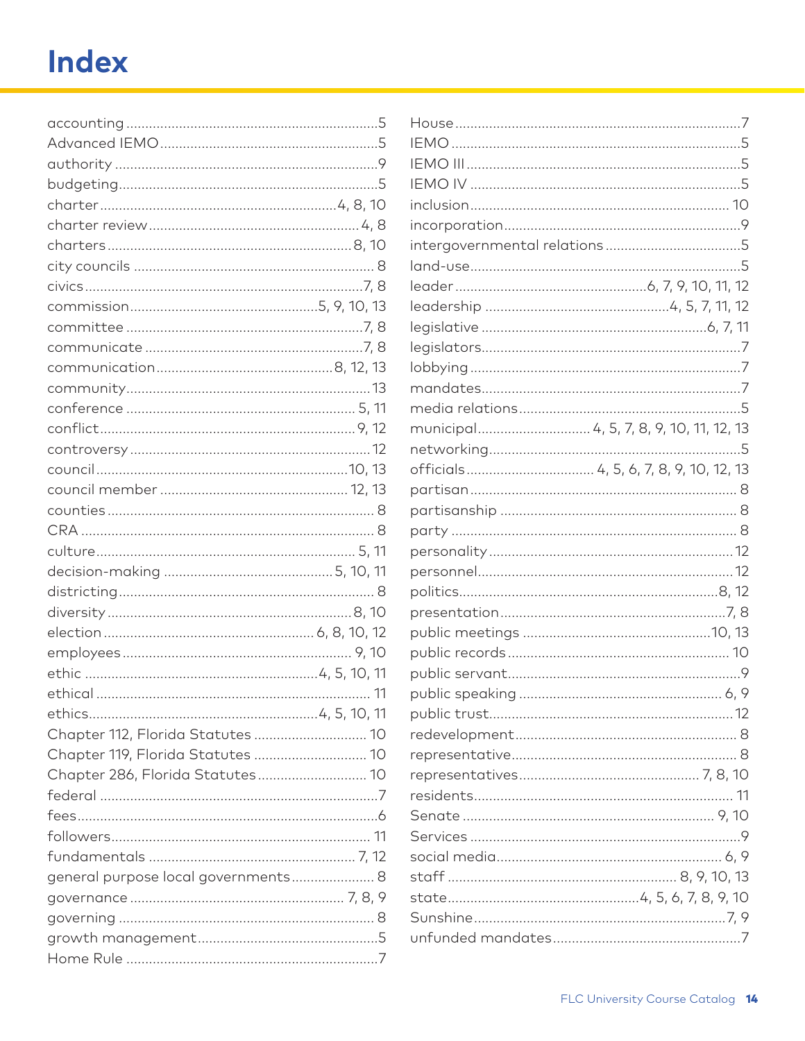# Index

accounting ... 5
Advanced IEMO ... 5
authority ... 9
budgeting ... 5
charter ... 4, 8, 10
charter review ... 4, 8
charters ... 8, 10
city councils ... 8
civics ... 7, 8
commission ... 5, 9, 10, 13
committee ... 7, 8
communicate ... 7, 8
communication ... 8, 12, 13
community ... 13
conference ... 5, 11
conflict ... 9, 12
controversy ... 12
council ... 10, 13
council member ... 12, 13
counties ... 8
CRA ... 8
culture ... 5, 11
decision-making ... 5, 10, 11
districting ... 8
diversity ... 8, 10
election ... 6, 8, 10, 12
employees ... 9, 10
ethic ... 4, 5, 10, 11
ethical ... 11
ethics ... 4, 5, 10, 11
Chapter 112, Florida Statutes ... 10
Chapter 119, Florida Statutes ... 10
Chapter 286, Florida Statutes ... 10
federal ... 7
fees ... 6
followers ... 11
fundamentals ... 7, 12
general purpose local governments ... 8
governance ... 7, 8, 9
governing ... 8
growth management ... 5
Home Rule ... 7
House ... 7
IEMO ... 5
IEMO III ... 5
IEMO IV ... 5
inclusion ... 10
incorporation ... 9
intergovernmental relations ... 5
land-use ... 5
leader ... 6, 7, 9, 10, 11, 12
leadership ... 4, 5, 7, 11, 12
legislative ... 6, 7, 11
legislators ... 7
lobbying ... 7
mandates ... 7
media relations ... 5
municipal ... 4, 5, 7, 8, 9, 10, 11, 12, 13
networking ... 5
officials ... 4, 5, 6, 7, 8, 9, 10, 12, 13
partisan ... 8
partisanship ... 8
party ... 8
personality ... 12
personnel ... 12
politics ... 8, 12
presentation ... 7, 8
public meetings ... 10, 13
public records ... 10
public servant ... 9
public speaking ... 6, 9
public trust ... 12
redevelopment ... 8
representative ... 8
representatives ... 7, 8, 10
residents ... 11
Senate ... 9, 10
Services ... 9
social media ... 6, 9
staff ... 8, 9, 10, 13
state ... 4, 5, 6, 7, 8, 9, 10
Sunshine ... 7, 9
unfunded mandates ... 7